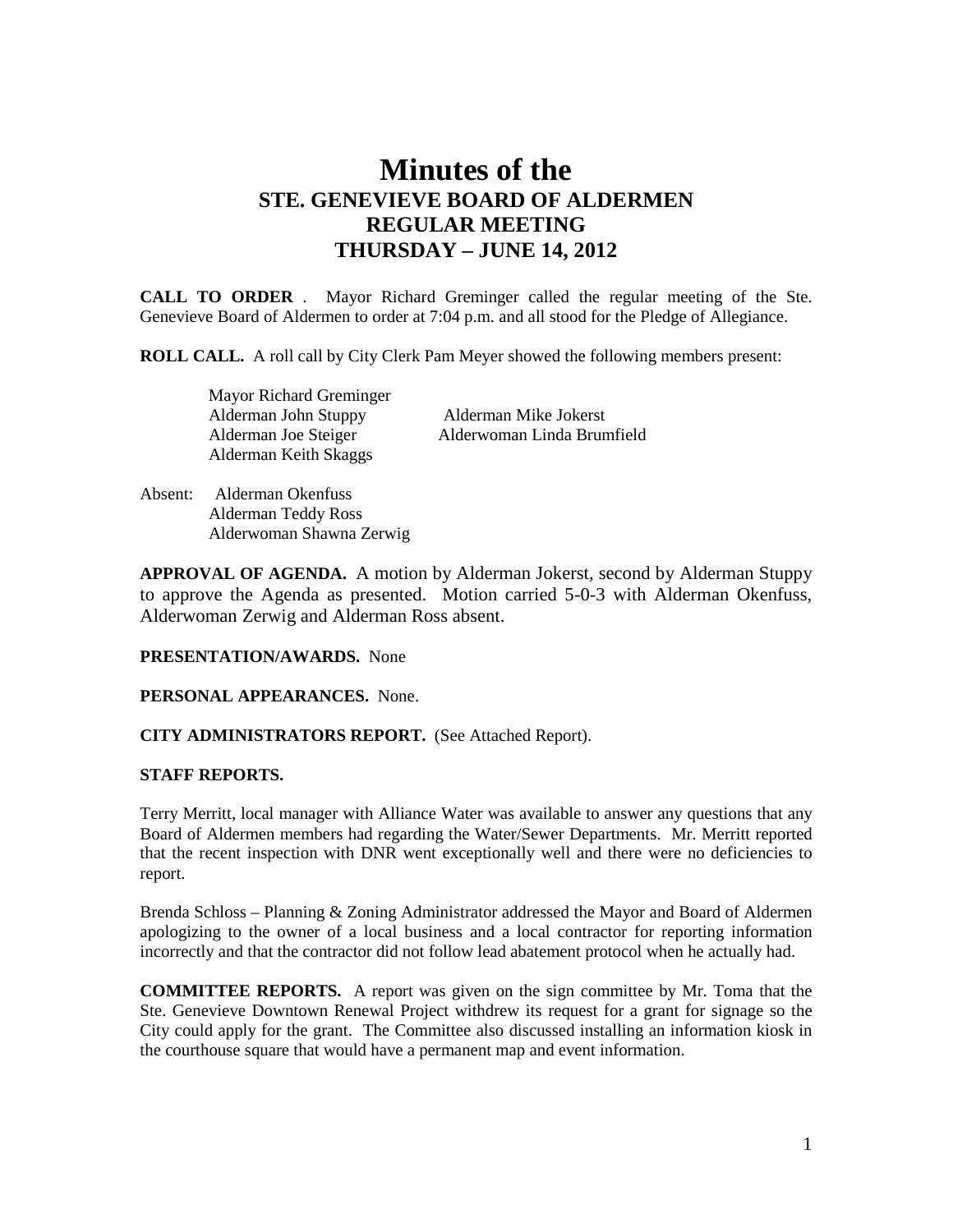# Minutes of the
## STE. GENEVIEVE BOARD OF ALDERMEN
## REGULAR MEETING
## THURSDAY – JUNE 14, 2012

**CALL TO ORDER** . Mayor Richard Greminger called the regular meeting of the Ste. Genevieve Board of Aldermen to order at 7:04 p.m. and all stood for the Pledge of Allegiance.

**ROLL CALL.** A roll call by City Clerk Pam Meyer showed the following members present:

Mayor Richard Greminger
Alderman John Stuppy
Alderman Mike Jokerst
Alderman Joe Steiger
Alderwoman Linda Brumfield
Alderman Keith Skaggs

Absent: Alderman Okenfuss
Alderman Teddy Ross
Alderwoman Shawna Zerwig

**APPROVAL OF AGENDA.** A motion by Alderman Jokerst, second by Alderman Stuppy to approve the Agenda as presented. Motion carried 5-0-3 with Alderman Okenfuss, Alderwoman Zerwig and Alderman Ross absent.

**PRESENTATION/AWARDS.** None

**PERSONAL APPEARANCES.** None.

**CITY ADMINISTRATORS REPORT.** (See Attached Report).

**STAFF REPORTS.**

Terry Merritt, local manager with Alliance Water was available to answer any questions that any Board of Aldermen members had regarding the Water/Sewer Departments. Mr. Merritt reported that the recent inspection with DNR went exceptionally well and there were no deficiencies to report.

Brenda Schloss – Planning & Zoning Administrator addressed the Mayor and Board of Aldermen apologizing to the owner of a local business and a local contractor for reporting information incorrectly and that the contractor did not follow lead abatement protocol when he actually had.

**COMMITTEE REPORTS.** A report was given on the sign committee by Mr. Toma that the Ste. Genevieve Downtown Renewal Project withdrew its request for a grant for signage so the City could apply for the grant. The Committee also discussed installing an information kiosk in the courthouse square that would have a permanent map and event information.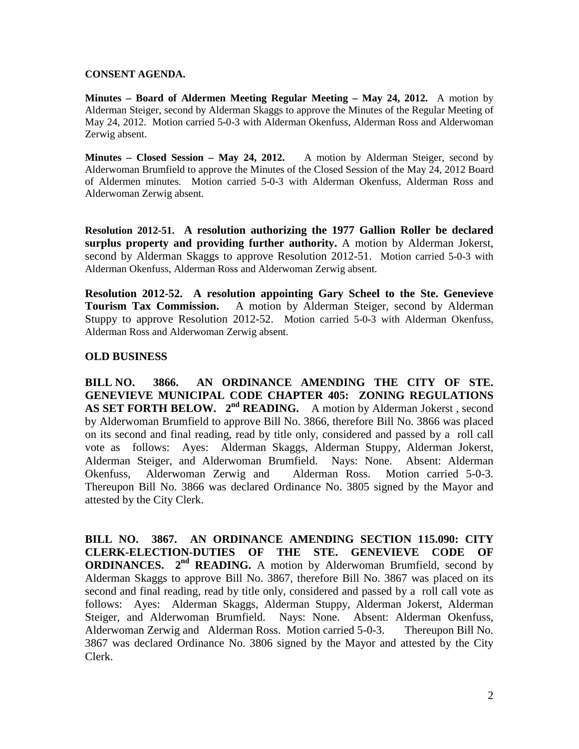**CONSENT AGENDA.**

**Minutes – Board of Aldermen Meeting Regular Meeting – May 24, 2012.** A motion by Alderman Steiger, second by Alderman Skaggs to approve the Minutes of the Regular Meeting of May 24, 2012. Motion carried 5-0-3 with Alderman Okenfuss, Alderman Ross and Alderwoman Zerwig absent.

**Minutes – Closed Session – May 24, 2012.** A motion by Alderman Steiger, second by Alderwoman Brumfield to approve the Minutes of the Closed Session of the May 24, 2012 Board of Aldermen minutes. Motion carried 5-0-3 with Alderman Okenfuss, Alderman Ross and Alderwoman Zerwig absent.

**Resolution 2012-51. A resolution authorizing the 1977 Gallion Roller be declared surplus property and providing further authority.** A motion by Alderman Jokerst, second by Alderman Skaggs to approve Resolution 2012-51. Motion carried 5-0-3 with Alderman Okenfuss, Alderman Ross and Alderwoman Zerwig absent.

**Resolution 2012-52. A resolution appointing Gary Scheel to the Ste. Genevieve Tourism Tax Commission.** A motion by Alderman Steiger, second by Alderman Stuppy to approve Resolution 2012-52. Motion carried 5-0-3 with Alderman Okenfuss, Alderman Ross and Alderwoman Zerwig absent.

**OLD BUSINESS**

**BILL NO. 3866. AN ORDINANCE AMENDING THE CITY OF STE. GENEVIEVE MUNICIPAL CODE CHAPTER 405: ZONING REGULATIONS AS SET FORTH BELOW. 2nd READING.** A motion by Alderman Jokerst , second by Alderwoman Brumfield to approve Bill No. 3866, therefore Bill No. 3866 was placed on its second and final reading, read by title only, considered and passed by a roll call vote as follows: Ayes: Alderman Skaggs, Alderman Stuppy, Alderman Jokerst, Alderman Steiger, and Alderwoman Brumfield. Nays: None. Absent: Alderman Okenfuss, Alderwoman Zerwig and Alderman Ross. Motion carried 5-0-3. Thereupon Bill No. 3866 was declared Ordinance No. 3805 signed by the Mayor and attested by the City Clerk.

**BILL NO. 3867. AN ORDINANCE AMENDING SECTION 115.090: CITY CLERK-ELECTION-DUTIES OF THE STE. GENEVIEVE CODE OF ORDINANCES. 2nd READING.** A motion by Alderwoman Brumfield, second by Alderman Skaggs to approve Bill No. 3867, therefore Bill No. 3867 was placed on its second and final reading, read by title only, considered and passed by a roll call vote as follows: Ayes: Alderman Skaggs, Alderman Stuppy, Alderman Jokerst, Alderman Steiger, and Alderwoman Brumfield. Nays: None. Absent: Alderman Okenfuss, Alderwoman Zerwig and Alderman Ross. Motion carried 5-0-3. Thereupon Bill No. 3867 was declared Ordinance No. 3806 signed by the Mayor and attested by the City Clerk.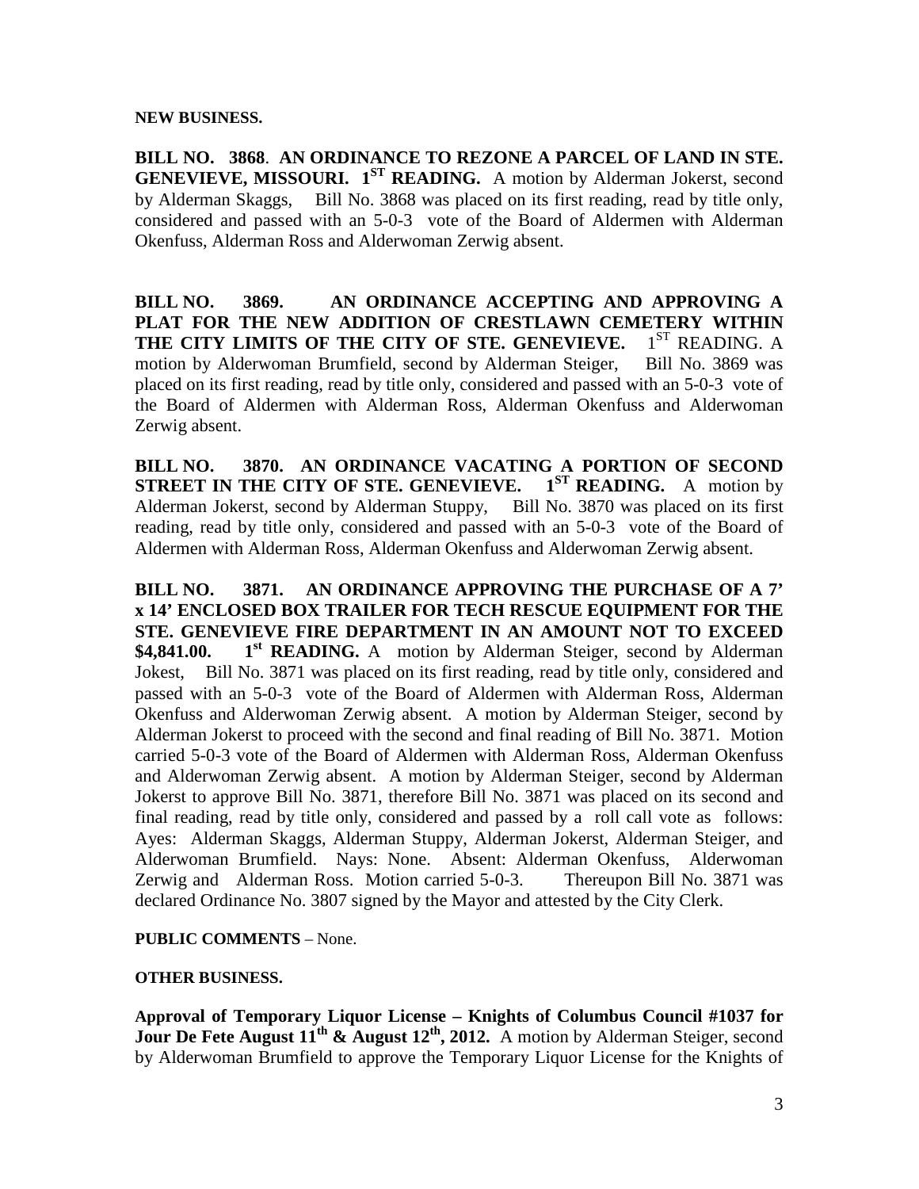**NEW BUSINESS.**

**BILL NO. 3868. AN ORDINANCE TO REZONE A PARCEL OF LAND IN STE. GENEVIEVE, MISSOURI. 1ST READING.** A motion by Alderman Jokerst, second by Alderman Skaggs, Bill No. 3868 was placed on its first reading, read by title only, considered and passed with an 5-0-3 vote of the Board of Aldermen with Alderman Okenfuss, Alderman Ross and Alderwoman Zerwig absent.

**BILL NO. 3869. AN ORDINANCE ACCEPTING AND APPROVING A PLAT FOR THE NEW ADDITION OF CRESTLAWN CEMETERY WITHIN THE CITY LIMITS OF THE CITY OF STE. GENEVIEVE.** 1ST READING. A motion by Alderwoman Brumfield, second by Alderman Steiger, Bill No. 3869 was placed on its first reading, read by title only, considered and passed with an 5-0-3 vote of the Board of Aldermen with Alderman Ross, Alderman Okenfuss and Alderwoman Zerwig absent.

**BILL NO. 3870. AN ORDINANCE VACATING A PORTION OF SECOND STREET IN THE CITY OF STE. GENEVIEVE. 1ST READING.** A motion by Alderman Jokerst, second by Alderman Stuppy, Bill No. 3870 was placed on its first reading, read by title only, considered and passed with an 5-0-3 vote of the Board of Aldermen with Alderman Ross, Alderman Okenfuss and Alderwoman Zerwig absent.

**BILL NO. 3871. AN ORDINANCE APPROVING THE PURCHASE OF A 7' x 14' ENCLOSED BOX TRAILER FOR TECH RESCUE EQUIPMENT FOR THE STE. GENEVIEVE FIRE DEPARTMENT IN AN AMOUNT NOT TO EXCEED $4,841.00. 1st READING.** A motion by Alderman Steiger, second by Alderman Jokest, Bill No. 3871 was placed on its first reading, read by title only, considered and passed with an 5-0-3 vote of the Board of Aldermen with Alderman Ross, Alderman Okenfuss and Alderwoman Zerwig absent. A motion by Alderman Steiger, second by Alderman Jokerst to proceed with the second and final reading of Bill No. 3871. Motion carried 5-0-3 vote of the Board of Aldermen with Alderman Ross, Alderman Okenfuss and Alderwoman Zerwig absent. A motion by Alderman Steiger, second by Alderman Jokerst to approve Bill No. 3871, therefore Bill No. 3871 was placed on its second and final reading, read by title only, considered and passed by a roll call vote as follows: Ayes: Alderman Skaggs, Alderman Stuppy, Alderman Jokerst, Alderman Steiger, and Alderwoman Brumfield. Nays: None. Absent: Alderman Okenfuss, Alderwoman Zerwig and Alderman Ross. Motion carried 5-0-3. Thereupon Bill No. 3871 was declared Ordinance No. 3807 signed by the Mayor and attested by the City Clerk.

**PUBLIC COMMENTS** – None.

**OTHER BUSINESS.**

**Approval of Temporary Liquor License – Knights of Columbus Council #1037 for Jour De Fete August 11th & August 12th, 2012.** A motion by Alderman Steiger, second by Alderwoman Brumfield to approve the Temporary Liquor License for the Knights of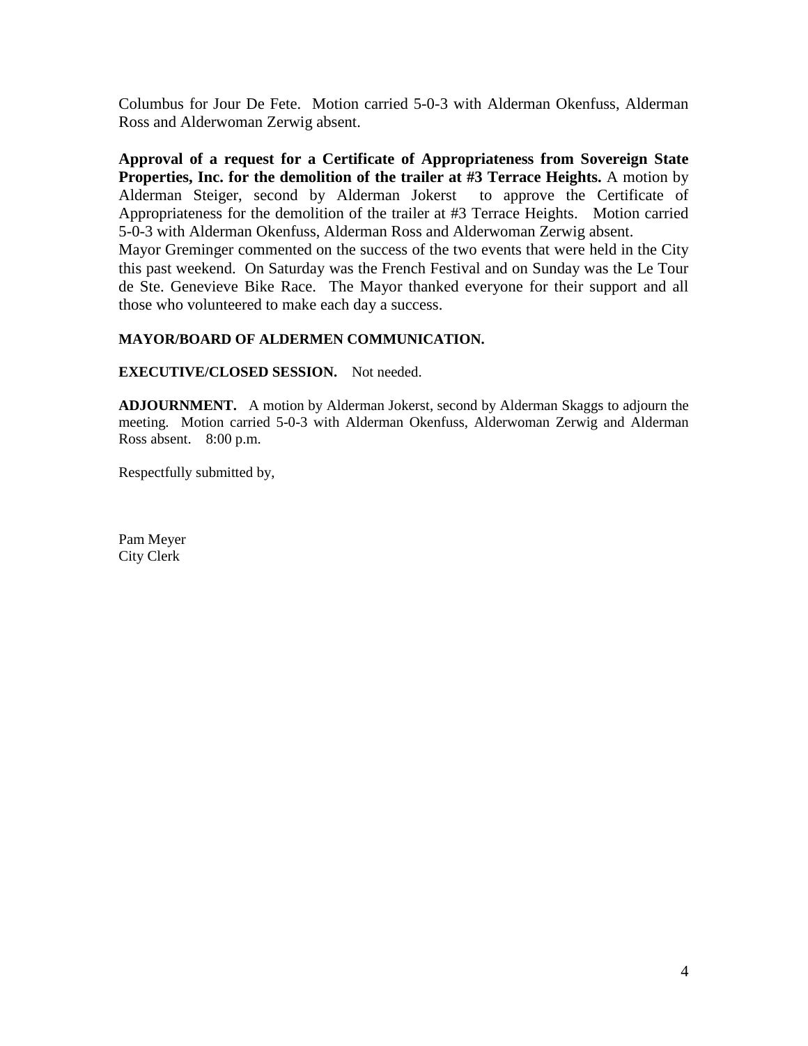Columbus for Jour De Fete. Motion carried 5-0-3 with Alderman Okenfuss, Alderman Ross and Alderwoman Zerwig absent.

**Approval of a request for a Certificate of Appropriateness from Sovereign State Properties, Inc. for the demolition of the trailer at #3 Terrace Heights.** A motion by Alderman Steiger, second by Alderman Jokerst to approve the Certificate of Appropriateness for the demolition of the trailer at #3 Terrace Heights. Motion carried 5-0-3 with Alderman Okenfuss, Alderman Ross and Alderwoman Zerwig absent.
Mayor Greminger commented on the success of the two events that were held in the City this past weekend. On Saturday was the French Festival and on Sunday was the Le Tour de Ste. Genevieve Bike Race. The Mayor thanked everyone for their support and all those who volunteered to make each day a success.

**MAYOR/BOARD OF ALDERMEN COMMUNICATION.**

**EXECUTIVE/CLOSED SESSION.** Not needed.

**ADJOURNMENT.** A motion by Alderman Jokerst, second by Alderman Skaggs to adjourn the meeting. Motion carried 5-0-3 with Alderman Okenfuss, Alderwoman Zerwig and Alderman Ross absent. 8:00 p.m.

Respectfully submitted by,

Pam Meyer
City Clerk